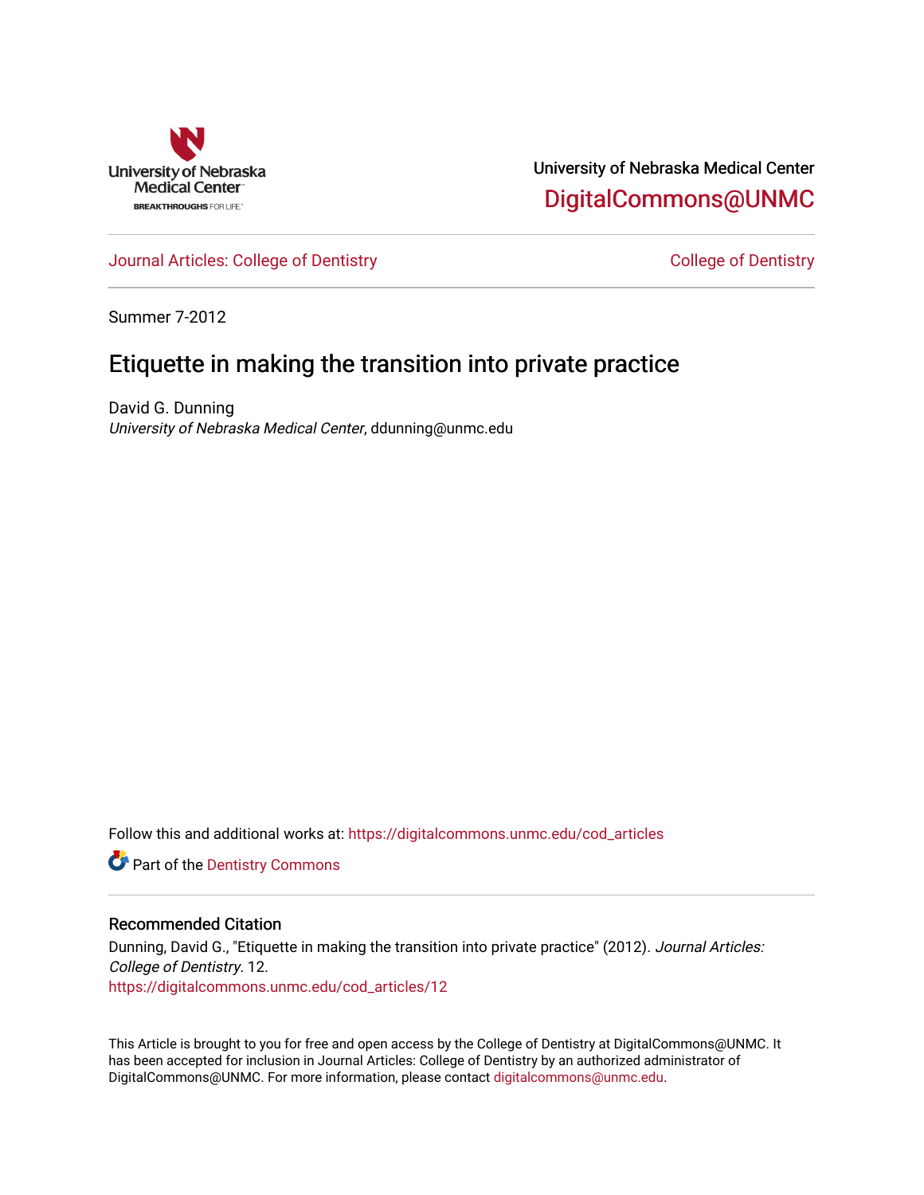University of Nebraska Medical Center

DigitalCommons@UNMC

Journal Articles: College of Dentistry

College of Dentistry

Summer 7-2012

# Etiquette in making the transition into private practice

David G. Dunning
*University of Nebraska Medical Center*, ddunning@unmc.edu

Follow this and additional works at: https://digitalcommons.unmc.edu/cod_articles

Part of the Dentistry Commons

## Recommended Citation

Dunning, David G., "Etiquette in making the transition into private practice" (2012). *Journal Articles: College of Dentistry*. 12.
https://digitalcommons.unmc.edu/cod_articles/12

This Article is brought to you for free and open access by the College of Dentistry at DigitalCommons@UNMC. It has been accepted for inclusion in Journal Articles: College of Dentistry by an authorized administrator of DigitalCommons@UNMC. For more information, please contact digitalcommons@unmc.edu.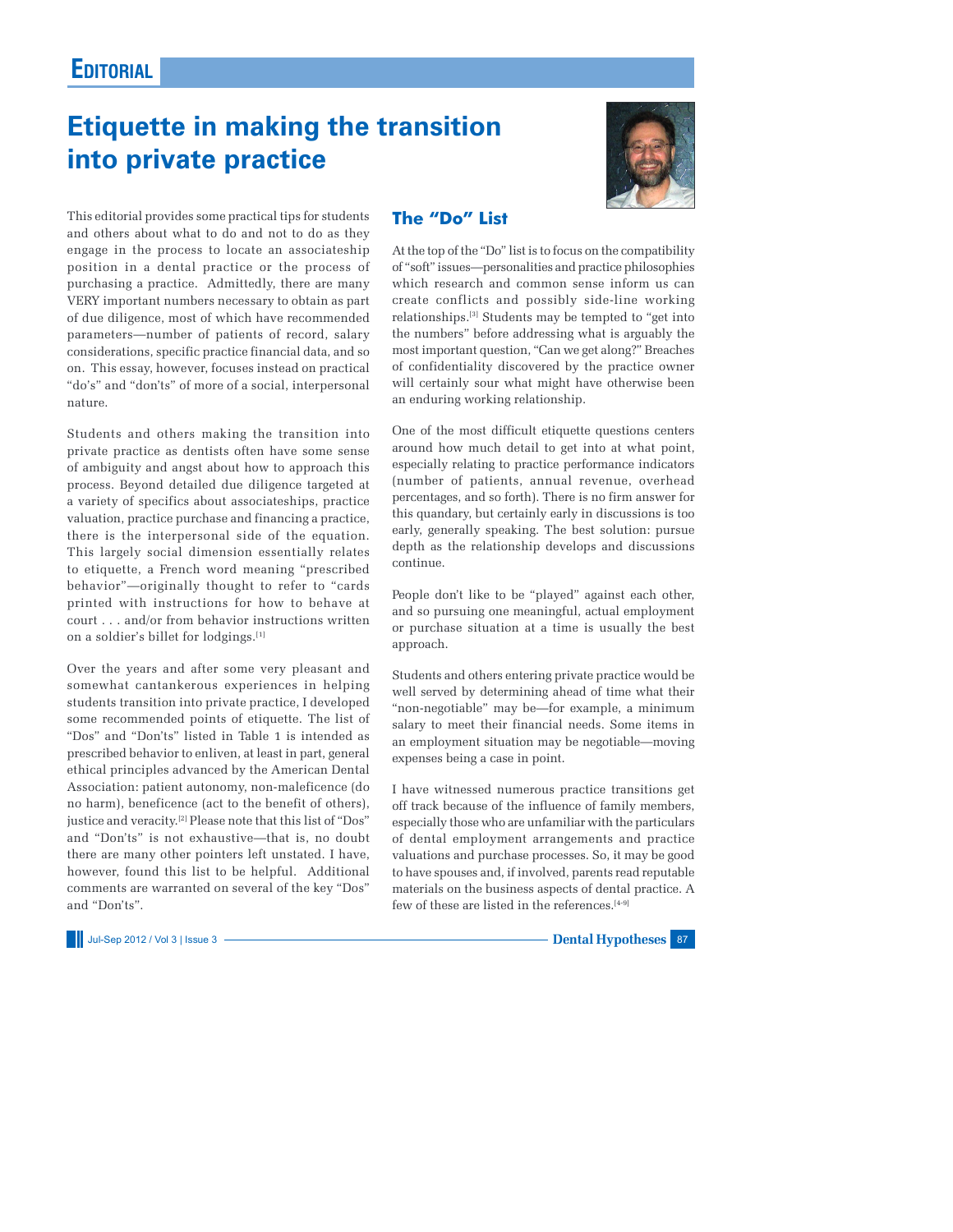# Etiquette in making the transition into private practice

This editorial provides some practical tips for students and others about what to do and not to do as they engage in the process to locate an associateship position in a dental practice or the process of purchasing a practice. Admittedly, there are many VERY important numbers necessary to obtain as part of due diligence, most of which have recommended parameters—number of patients of record, salary considerations, specific practice financial data, and so on. This essay, however, focuses instead on practical "do's" and "don'ts" of more of a social, interpersonal nature.

Students and others making the transition into private practice as dentists often have some sense of ambiguity and angst about how to approach this process. Beyond detailed due diligence targeted at a variety of specifics about associateships, practice valuation, practice purchase and financing a practice, there is the interpersonal side of the equation. This largely social dimension essentially relates to etiquette, a French word meaning "prescribed behavior"—originally thought to refer to "cards printed with instructions for how to behave at court . . . and/or from behavior instructions written on a soldier's billet for lodgings.[1]

Over the years and after some very pleasant and somewhat cantankerous experiences in helping students transition into private practice, I developed some recommended points of etiquette. The list of "Dos" and "Don'ts" listed in Table 1 is intended as prescribed behavior to enliven, at least in part, general ethical principles advanced by the American Dental Association: patient autonomy, non-maleficence (do no harm), beneficence (act to the benefit of others), justice and veracity.[2] Please note that this list of "Dos" and "Don'ts" is not exhaustive—that is, no doubt there are many other pointers left unstated. I have, however, found this list to be helpful. Additional comments are warranted on several of the key "Dos" and "Don'ts".

## The "Do" List

At the top of the "Do" list is to focus on the compatibility of "soft" issues—personalities and practice philosophies which research and common sense inform us can create conflicts and possibly side-line working relationships.[3] Students may be tempted to "get into the numbers" before addressing what is arguably the most important question, "Can we get along?" Breaches of confidentiality discovered by the practice owner will certainly sour what might have otherwise been an enduring working relationship.

One of the most difficult etiquette questions centers around how much detail to get into at what point, especially relating to practice performance indicators (number of patients, annual revenue, overhead percentages, and so forth). There is no firm answer for this quandary, but certainly early in discussions is too early, generally speaking. The best solution: pursue depth as the relationship develops and discussions continue.

People don't like to be "played" against each other, and so pursuing one meaningful, actual employment or purchase situation at a time is usually the best approach.

Students and others entering private practice would be well served by determining ahead of time what their "non-negotiable" may be—for example, a minimum salary to meet their financial needs. Some items in an employment situation may be negotiable—moving expenses being a case in point.

I have witnessed numerous practice transitions get off track because of the influence of family members, especially those who are unfamiliar with the particulars of dental employment arrangements and practice valuations and purchase processes. So, it may be good to have spouses and, if involved, parents read reputable materials on the business aspects of dental practice. A few of these are listed in the references.[4-9]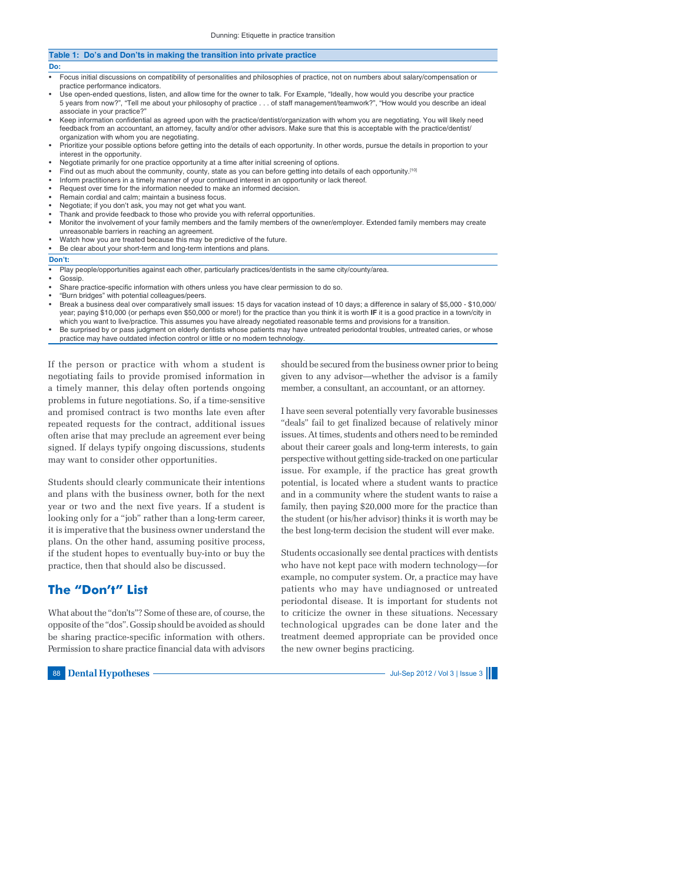**Table 1: Do's and Don'ts in making the transition into private practice**

**Do:**

- Focus initial discussions on compatibility of personalities and philosophies of practice, not on numbers about salary/compensation or practice performance indicators.
- Use open-ended questions, listen, and allow time for the owner to talk. For Example, "Ideally, how would you describe your practice 5 years from now?", "Tell me about your philosophy of practice . . . of staff management/teamwork?", "How would you describe an ideal associate in your practice?"
- Keep information confidential as agreed upon with the practice/dentist/organization with whom you are negotiating. You will likely need feedback from an accountant, an attorney, faculty and/or other advisors. Make sure that this is acceptable with the practice/dentist/organization with whom you are negotiating.
- Prioritize your possible options before getting into the details of each opportunity. In other words, pursue the details in proportion to your interest in the opportunity.
- Negotiate primarily for one practice opportunity at a time after initial screening of options.
- Find out as much about the community, county, state as you can before getting into details of each opportunity.[10]
- Inform practitioners in a timely manner of your continued interest in an opportunity or lack thereof.
- Request over time for the information needed to make an informed decision.
- Remain cordial and calm; maintain a business focus.
- Negotiate; if you don't ask, you may not get what you want.
- Thank and provide feedback to those who provide you with referral opportunities.
- Monitor the involvement of your family members and the family members of the owner/employer. Extended family members may create unreasonable barriers in reaching an agreement.
- Watch how you are treated because this may be predictive of the future.
- Be clear about your short-term and long-term intentions and plans.

**Don't:**

- Play people/opportunities against each other, particularly practices/dentists in the same city/county/area.
- Gossip.
- Share practice-specific information with others unless you have clear permission to do so.
- "Burn bridges" with potential colleagues/peers.
- Break a business deal over comparatively small issues: 15 days for vacation instead of 10 days; a difference in salary of $5,000 - $10,000/year; paying $10,000 (or perhaps even $50,000 or more!) for the practice than you think it is worth **IF** it is a good practice in a town/city in which you want to live/practice. This assumes you have already negotiated reasonable terms and provisions for a transition.
- Be surprised by or pass judgment on elderly dentists whose patients may have untreated periodontal troubles, untreated caries, or whose practice may have outdated infection control or little or no modern technology.

If the person or practice with whom a student is negotiating fails to provide promised information in a timely manner, this delay often portends ongoing problems in future negotiations. So, if a time-sensitive and promised contract is two months late even after repeated requests for the contract, additional issues often arise that may preclude an agreement ever being signed. If delays typify ongoing discussions, students may want to consider other opportunities.

Students should clearly communicate their intentions and plans with the business owner, both for the next year or two and the next five years. If a student is looking only for a "job" rather than a long-term career, it is imperative that the business owner understand the plans. On the other hand, assuming positive process, if the student hopes to eventually buy-into or buy the practice, then that should also be discussed.

## The "Don't" List

What about the "don'ts"? Some of these are, of course, the opposite of the "dos". Gossip should be avoided as should be sharing practice-specific information with others. Permission to share practice financial data with advisors should be secured from the business owner prior to being given to any advisor—whether the advisor is a family member, a consultant, an accountant, or an attorney.

I have seen several potentially very favorable businesses "deals" fail to get finalized because of relatively minor issues. At times, students and others need to be reminded about their career goals and long-term interests, to gain perspective without getting side-tracked on one particular issue. For example, if the practice has great growth potential, is located where a student wants to practice and in a community where the student wants to raise a family, then paying $20,000 more for the practice than the student (or his/her advisor) thinks it is worth may be the best long-term decision the student will ever make.

Students occasionally see dental practices with dentists who have not kept pace with modern technology—for example, no computer system. Or, a practice may have patients who may have undiagnosed or untreated periodontal disease. It is important for students not to criticize the owner in these situations. Necessary technological upgrades can be done later and the treatment deemed appropriate can be provided once the new owner begins practicing.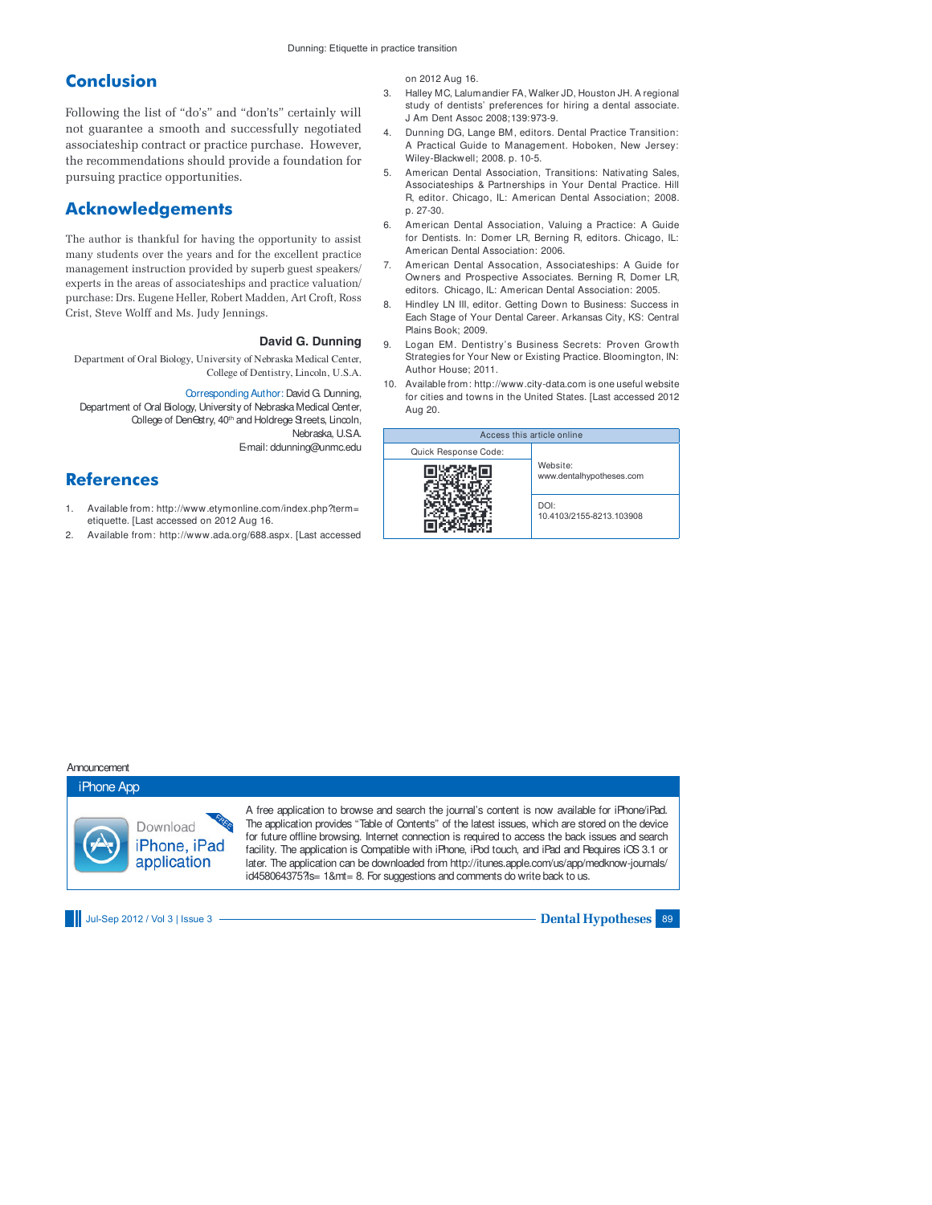## Conclusion

Following the list of "do's" and "don'ts" certainly will not guarantee a smooth and successfully negotiated associateship contract or practice purchase. However, the recommendations should provide a foundation for pursuing practice opportunities.

## Acknowledgements

The author is thankful for having the opportunity to assist many students over the years and for the excellent practice management instruction provided by superb guest speakers/experts in the areas of associateships and practice valuation/purchase: Drs. Eugene Heller, Robert Madden, Art Croft, Ross Crist, Steve Wolff and Ms. Judy Jennings.

**David G. Dunning**

Department of Oral Biology, University of Nebraska Medical Center, College of Dentistry, Lincoln, U.S.A.

Corresponding Author: David G. Dunning,
Department of Oral Biology, University of Nebraska Medical Center, College of Dentistry, 40th and Holdrege Streets, Lincoln, Nebraska, U.S.A.
E-mail: ddunning@unmc.edu

## References

1. Available from: http://www.etymonline.com/index.php?term=etiquette. [Last accessed on 2012 Aug 16.
2. Available from: http://www.ada.org/688.aspx. [Last accessed on 2012 Aug 16.
3. Halley MC, Lalumandier FA, Walker JD, Houston JH. A regional study of dentists' preferences for hiring a dental associate. J Am Dent Assoc 2008;139:973-9.
4. Dunning DG, Lange BM, editors. Dental Practice Transition: A Practical Guide to Management. Hoboken, New Jersey: Wiley-Blackwell; 2008. p. 10-5.
5. American Dental Association, Transitions: Nativating Sales, Associateships & Partnerships in Your Dental Practice. Hill R, editor. Chicago, IL: American Dental Association; 2008. p. 27-30.
6. American Dental Association, Valuing a Practice: A Guide for Dentists. In: Domer LR, Berning R, editors. Chicago, IL: American Dental Association: 2006.
7. American Dental Assocation, Associateships: A Guide for Owners and Prospective Associates. Berning R, Domer LR, editors. Chicago, IL: American Dental Association; 2005.
8. Hindley LN III, editor. Getting Down to Business: Success in Each Stage of Your Dental Career. Arkansas City, KS: Central Plains Book; 2009.
9. Logan EM. Dentistry's Business Secrets: Proven Growth Strategies for Your New or Existing Practice. Bloomington, IN: Author House; 2011.
10. Available from: http://www.city-data.com is one useful website for cities and towns in the United States. [Last accessed 2012 Aug 20.

| Access this article online | |
|---|---|
| Quick Response Code: | Website: www.dentalhypotheses.com |
| | DOI: 10.4103/2155-8213.103908 |

Announcement

**iPhone App**

Download iPhone, iPad application — FREE

A free application to browse and search the journal's content is now available for iPhone/iPad. The application provides "Table of Contents" of the latest issues, which are stored on the device for future offline browsing. Internet connection is required to access the back issues and search facility. The application is Compatible with iPhone, iPod touch, and iPad and Requires iOS 3.1 or later. The application can be downloaded from http://itunes.apple.com/us/app/medknow-journals/id458064375?ls= 1&mt= 8. For suggestions and comments do write back to us.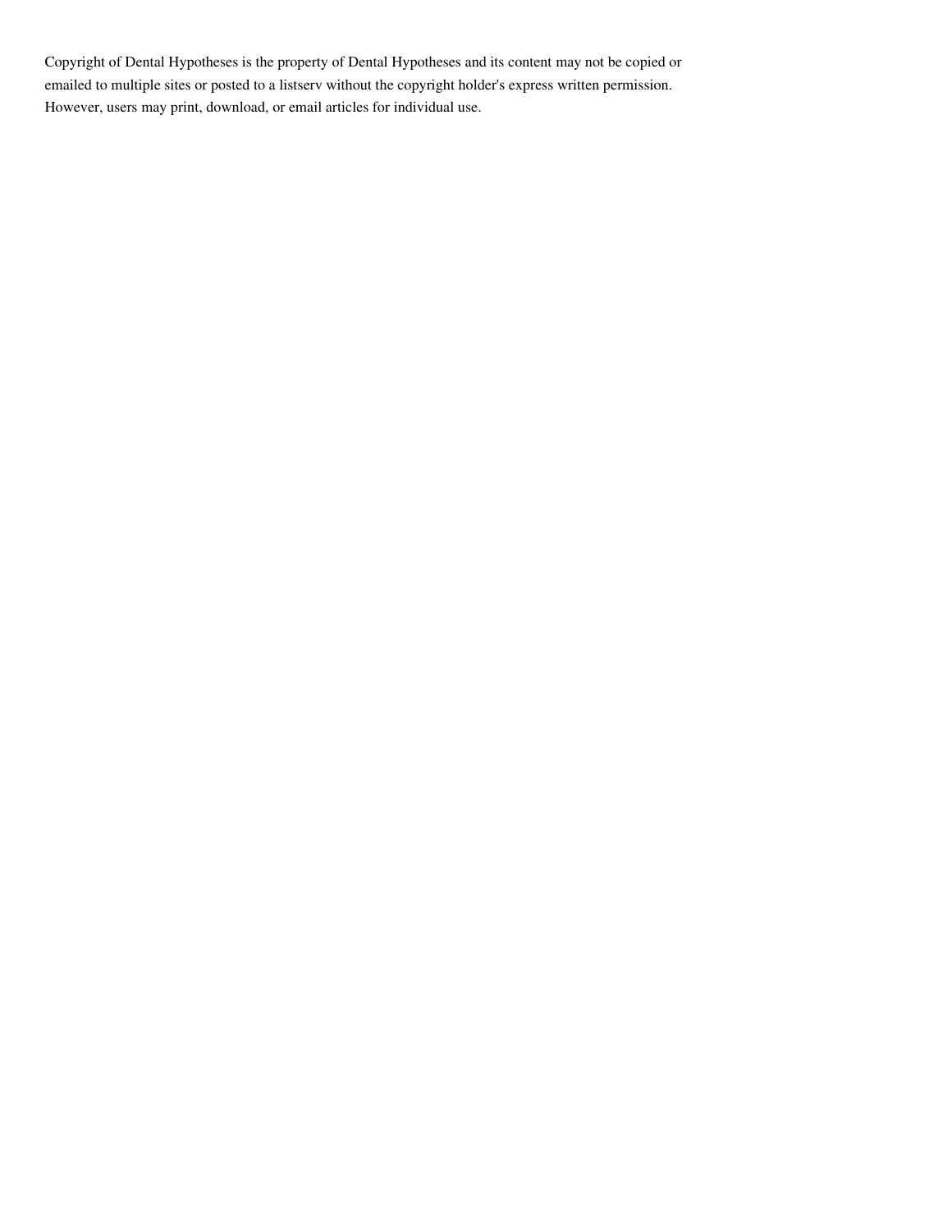Copyright of Dental Hypotheses is the property of Dental Hypotheses and its content may not be copied or emailed to multiple sites or posted to a listserv without the copyright holder's express written permission. However, users may print, download, or email articles for individual use.